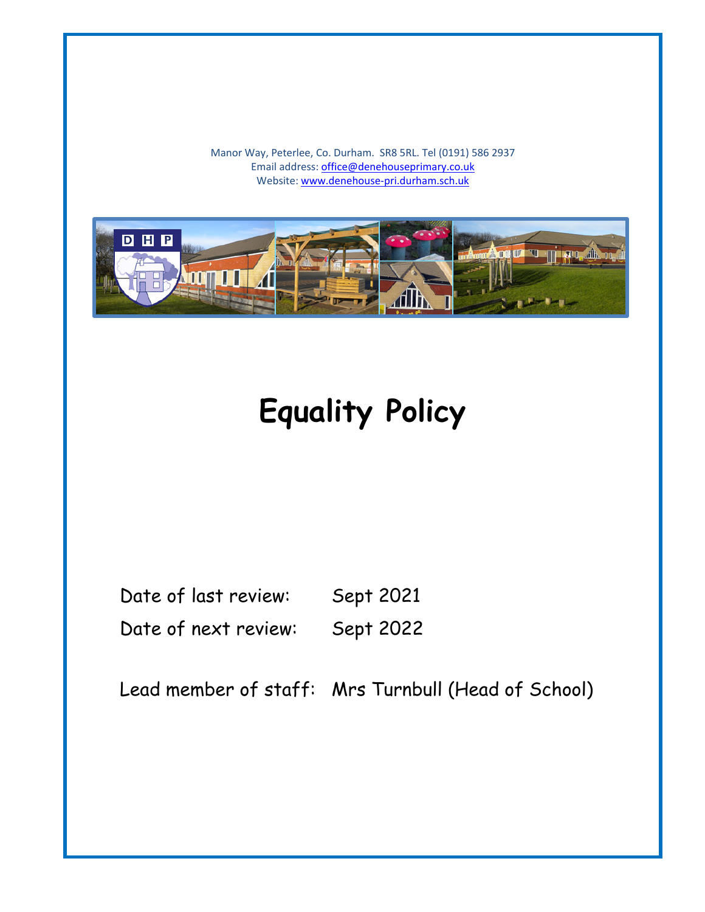Manor Way, Peterlee, Co. Durham. SR8 5RL. Tel (0191) 586 2937
Email address: office@denehouseprimary.co.uk
Website: www.denehouse-pri.durham.sch.uk

# Equality Policy

Date of last review: Sept 2021

Date of next review: Sept 2022

Lead member of staff: Mrs Turnbull (Head of School)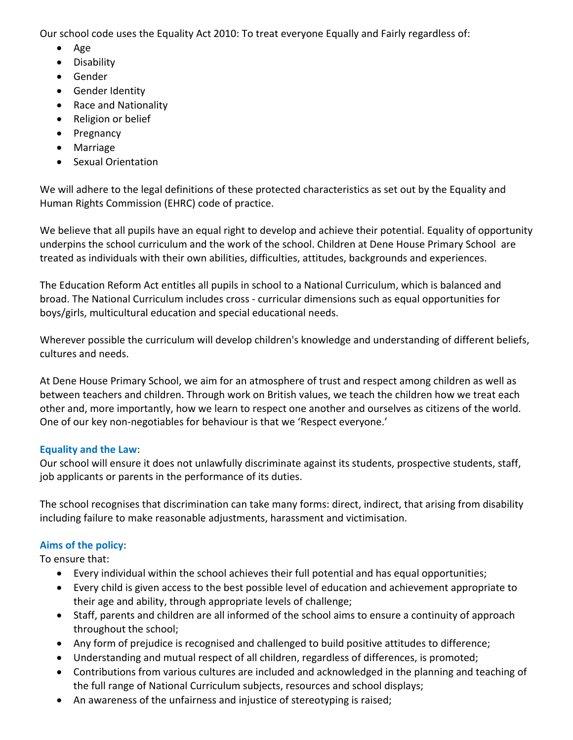Our school code uses the Equality Act 2010: To treat everyone Equally and Fairly regardless of:

- Age
- Disability
- Gender
- Gender Identity
- Race and Nationality
- Religion or belief
- Pregnancy
- Marriage
- Sexual Orientation

We will adhere to the legal definitions of these protected characteristics as set out by the Equality and Human Rights Commission (EHRC) code of practice.

We believe that all pupils have an equal right to develop and achieve their potential. Equality of opportunity underpins the school curriculum and the work of the school. Children at Dene House Primary School are treated as individuals with their own abilities, difficulties, attitudes, backgrounds and experiences.

The Education Reform Act entitles all pupils in school to a National Curriculum, which is balanced and broad. The National Curriculum includes cross - curricular dimensions such as equal opportunities for boys/girls, multicultural education and special educational needs.

Wherever possible the curriculum will develop children's knowledge and understanding of different beliefs, cultures and needs.

At Dene House Primary School, we aim for an atmosphere of trust and respect among children as well as between teachers and children. Through work on British values, we teach the children how we treat each other and, more importantly, how we learn to respect one another and ourselves as citizens of the world. One of our key non-negotiables for behaviour is that we 'Respect everyone.'

**Equality and the Law**:

Our school will ensure it does not unlawfully discriminate against its students, prospective students, staff, job applicants or parents in the performance of its duties.

The school recognises that discrimination can take many forms: direct, indirect, that arising from disability including failure to make reasonable adjustments, harassment and victimisation.

**Aims of the policy**:

To ensure that:

- Every individual within the school achieves their full potential and has equal opportunities;
- Every child is given access to the best possible level of education and achievement appropriate to their age and ability, through appropriate levels of challenge;
- Staff, parents and children are all informed of the school aims to ensure a continuity of approach throughout the school;
- Any form of prejudice is recognised and challenged to build positive attitudes to difference;
- Understanding and mutual respect of all children, regardless of differences, is promoted;
- Contributions from various cultures are included and acknowledged in the planning and teaching of the full range of National Curriculum subjects, resources and school displays;
- An awareness of the unfairness and injustice of stereotyping is raised;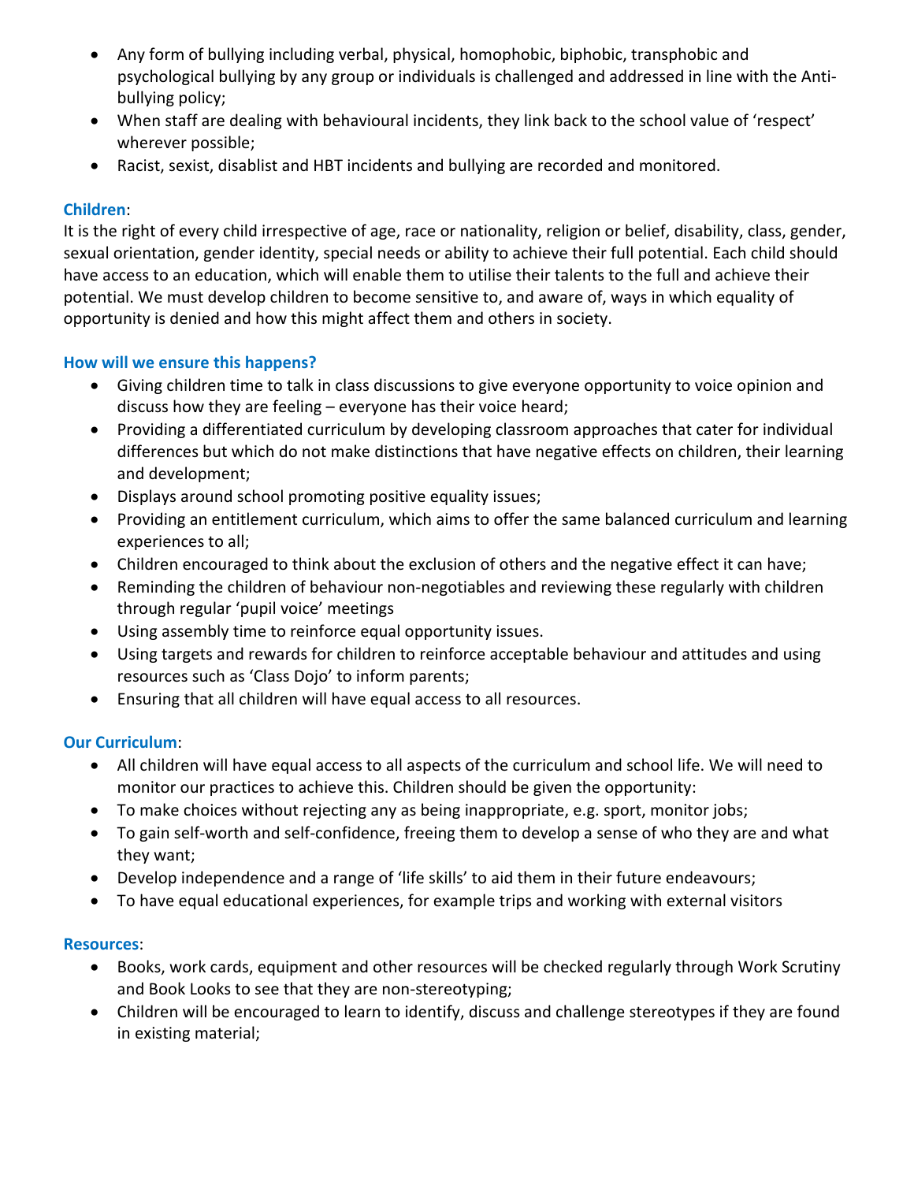- Any form of bullying including verbal, physical, homophobic, biphobic, transphobic and psychological bullying by any group or individuals is challenged and addressed in line with the Anti-bullying policy;
- When staff are dealing with behavioural incidents, they link back to the school value of 'respect' wherever possible;
- Racist, sexist, disablist and HBT incidents and bullying are recorded and monitored.

**Children**:

It is the right of every child irrespective of age, race or nationality, religion or belief, disability, class, gender, sexual orientation, gender identity, special needs or ability to achieve their full potential. Each child should have access to an education, which will enable them to utilise their talents to the full and achieve their potential. We must develop children to become sensitive to, and aware of, ways in which equality of opportunity is denied and how this might affect them and others in society.

**How will we ensure this happens?**

- Giving children time to talk in class discussions to give everyone opportunity to voice opinion and discuss how they are feeling – everyone has their voice heard;
- Providing a differentiated curriculum by developing classroom approaches that cater for individual differences but which do not make distinctions that have negative effects on children, their learning and development;
- Displays around school promoting positive equality issues;
- Providing an entitlement curriculum, which aims to offer the same balanced curriculum and learning experiences to all;
- Children encouraged to think about the exclusion of others and the negative effect it can have;
- Reminding the children of behaviour non-negotiables and reviewing these regularly with children through regular 'pupil voice' meetings
- Using assembly time to reinforce equal opportunity issues.
- Using targets and rewards for children to reinforce acceptable behaviour and attitudes and using resources such as 'Class Dojo' to inform parents;
- Ensuring that all children will have equal access to all resources.

**Our Curriculum**:

- All children will have equal access to all aspects of the curriculum and school life. We will need to monitor our practices to achieve this. Children should be given the opportunity:
- To make choices without rejecting any as being inappropriate, e.g. sport, monitor jobs;
- To gain self-worth and self-confidence, freeing them to develop a sense of who they are and what they want;
- Develop independence and a range of 'life skills' to aid them in their future endeavours;
- To have equal educational experiences, for example trips and working with external visitors

**Resources**:

- Books, work cards, equipment and other resources will be checked regularly through Work Scrutiny and Book Looks to see that they are non-stereotyping;
- Children will be encouraged to learn to identify, discuss and challenge stereotypes if they are found in existing material;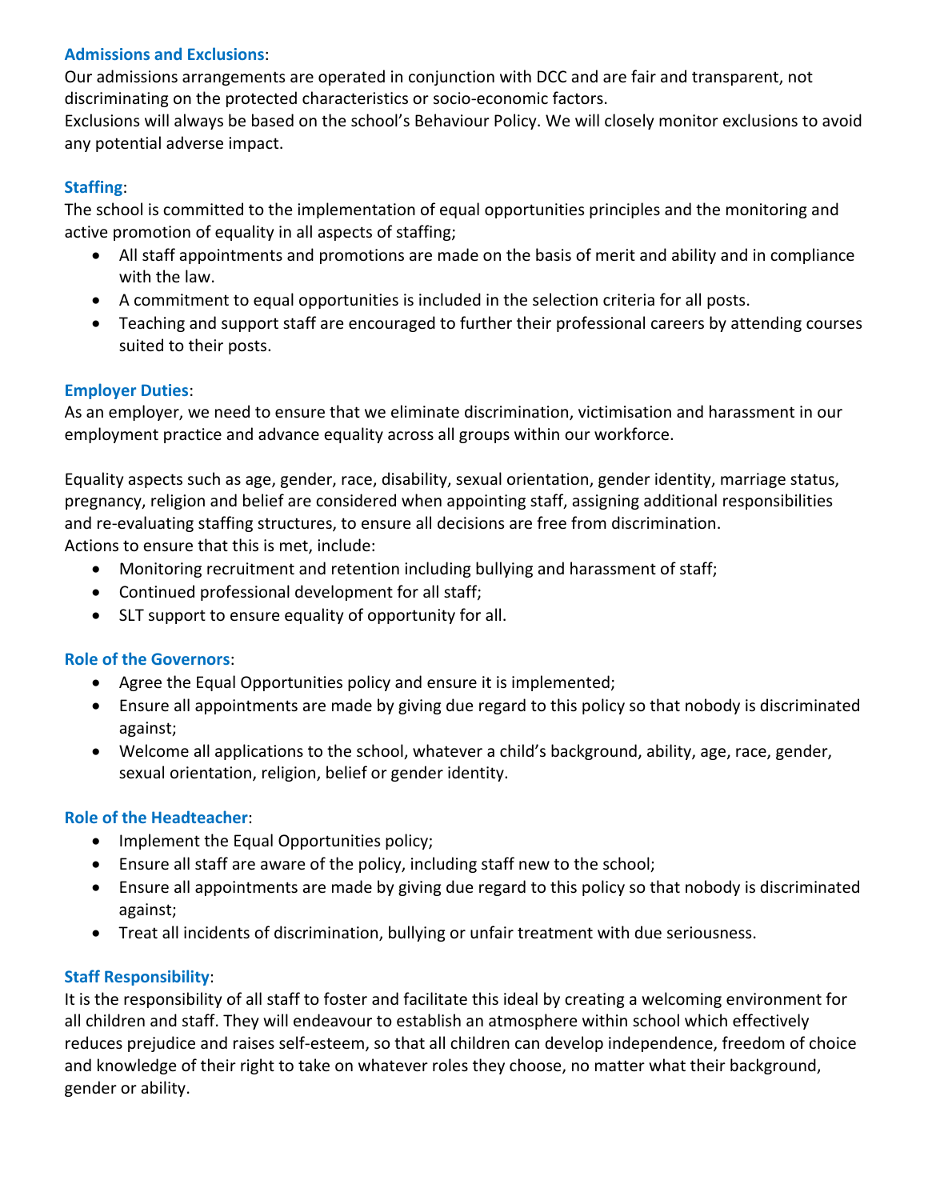### Admissions and Exclusions:

Our admissions arrangements are operated in conjunction with DCC and are fair and transparent, not discriminating on the protected characteristics or socio-economic factors.
Exclusions will always be based on the school's Behaviour Policy. We will closely monitor exclusions to avoid any potential adverse impact.

### Staffing:

The school is committed to the implementation of equal opportunities principles and the monitoring and active promotion of equality in all aspects of staffing;

- All staff appointments and promotions are made on the basis of merit and ability and in compliance with the law.
- A commitment to equal opportunities is included in the selection criteria for all posts.
- Teaching and support staff are encouraged to further their professional careers by attending courses suited to their posts.

### Employer Duties:

As an employer, we need to ensure that we eliminate discrimination, victimisation and harassment in our employment practice and advance equality across all groups within our workforce.

Equality aspects such as age, gender, race, disability, sexual orientation, gender identity, marriage status, pregnancy, religion and belief are considered when appointing staff, assigning additional responsibilities and re-evaluating staffing structures, to ensure all decisions are free from discrimination.
Actions to ensure that this is met, include:

- Monitoring recruitment and retention including bullying and harassment of staff;
- Continued professional development for all staff;
- SLT support to ensure equality of opportunity for all.

### Role of the Governors:

- Agree the Equal Opportunities policy and ensure it is implemented;
- Ensure all appointments are made by giving due regard to this policy so that nobody is discriminated against;
- Welcome all applications to the school, whatever a child's background, ability, age, race, gender, sexual orientation, religion, belief or gender identity.

### Role of the Headteacher:

- Implement the Equal Opportunities policy;
- Ensure all staff are aware of the policy, including staff new to the school;
- Ensure all appointments are made by giving due regard to this policy so that nobody is discriminated against;
- Treat all incidents of discrimination, bullying or unfair treatment with due seriousness.

### Staff Responsibility:

It is the responsibility of all staff to foster and facilitate this ideal by creating a welcoming environment for all children and staff. They will endeavour to establish an atmosphere within school which effectively reduces prejudice and raises self-esteem, so that all children can develop independence, freedom of choice and knowledge of their right to take on whatever roles they choose, no matter what their background, gender or ability.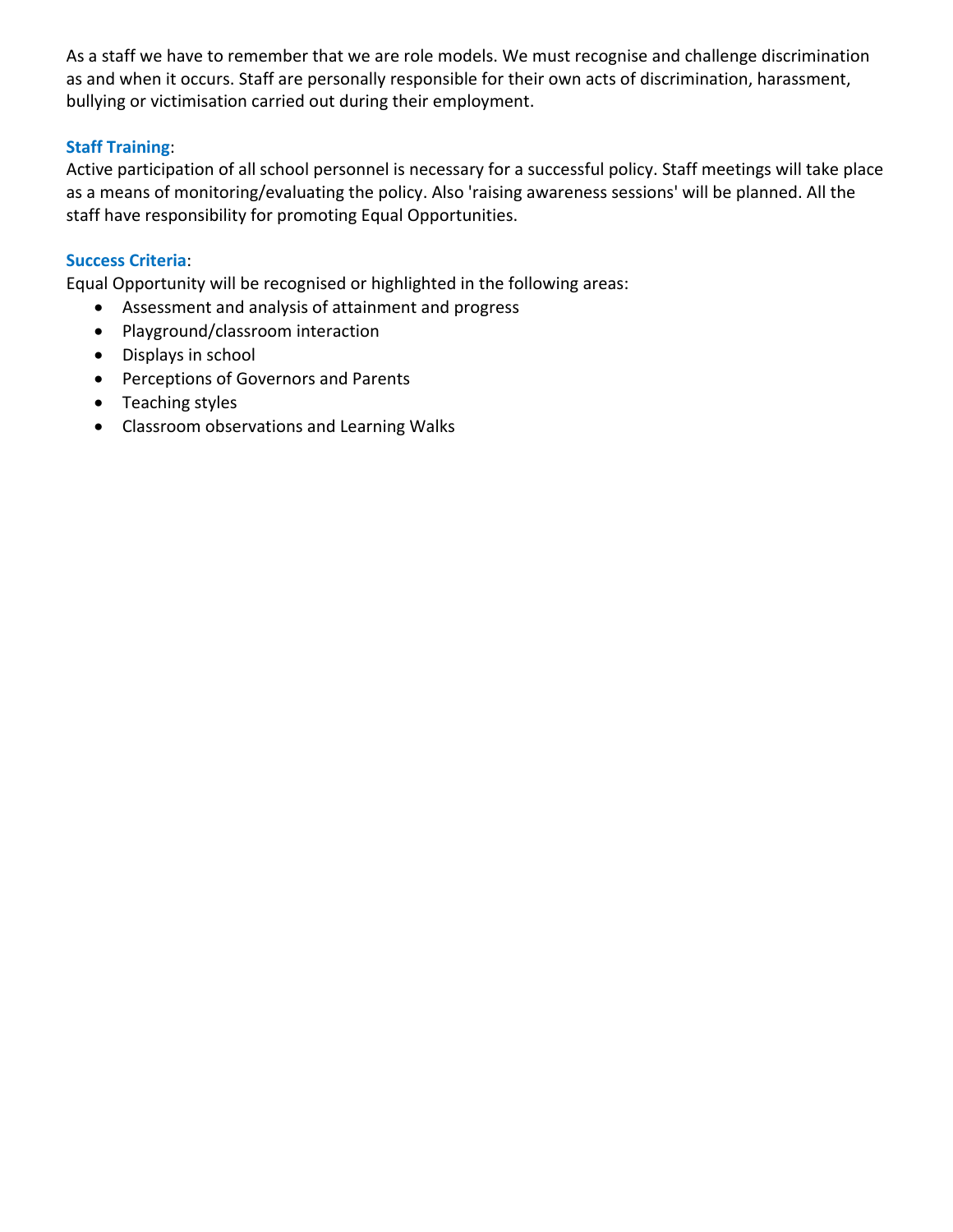As a staff we have to remember that we are role models. We must recognise and challenge discrimination as and when it occurs. Staff are personally responsible for their own acts of discrimination, harassment, bullying or victimisation carried out during their employment.

**Staff Training**:
Active participation of all school personnel is necessary for a successful policy. Staff meetings will take place as a means of monitoring/evaluating the policy. Also 'raising awareness sessions' will be planned. All the staff have responsibility for promoting Equal Opportunities.

**Success Criteria**:
Equal Opportunity will be recognised or highlighted in the following areas:

- Assessment and analysis of attainment and progress
- Playground/classroom interaction
- Displays in school
- Perceptions of Governors and Parents
- Teaching styles
- Classroom observations and Learning Walks